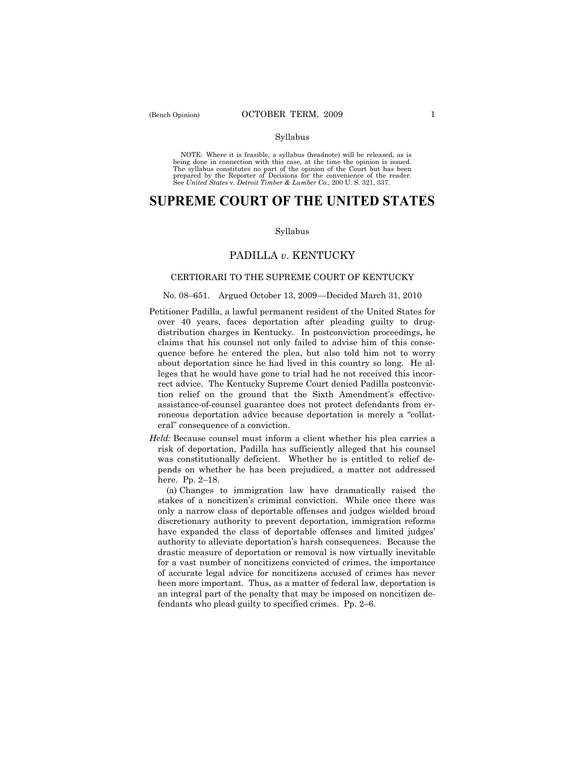Syllabus

NOTE: Where it is feasible, a syllabus (headnote) will be released, as is being done in connection with this case, at the time the opinion is issued. The syllabus constitutes no part of the opinion of the Court but has been prepared by the Reporter of Decisions for the convenience of the reader. See *United States* v. *Detroit Timber & Lumber Co.,* 200 U. S. 321, 337.

# SUPREME COURT OF THE UNITED STATES

Syllabus

## PADILLA *v.* KENTUCKY

### CERTIORARI TO THE SUPREME COURT OF KENTUCKY

No. 08–651. Argued October 13, 2009—Decided March 31, 2010

Petitioner Padilla, a lawful permanent resident of the United States for over 40 years, faces deportation after pleading guilty to drug-distribution charges in Kentucky. In postconviction proceedings, he claims that his counsel not only failed to advise him of this consequence before he entered the plea, but also told him not to worry about deportation since he had lived in this country so long. He alleges that he would have gone to trial had he not received this incorrect advice. The Kentucky Supreme Court denied Padilla postconviction relief on the ground that the Sixth Amendment's effective-assistance-of-counsel guarantee does not protect defendants from erroneous deportation advice because deportation is merely a "collateral" consequence of a conviction.

*Held:* Because counsel must inform a client whether his plea carries a risk of deportation, Padilla has sufficiently alleged that his counsel was constitutionally deficient. Whether he is entitled to relief depends on whether he has been prejudiced, a matter not addressed here. Pp. 2–18.

(a) Changes to immigration law have dramatically raised the stakes of a noncitizen's criminal conviction. While once there was only a narrow class of deportable offenses and judges wielded broad discretionary authority to prevent deportation, immigration reforms have expanded the class of deportable offenses and limited judges' authority to alleviate deportation's harsh consequences. Because the drastic measure of deportation or removal is now virtually inevitable for a vast number of noncitizens convicted of crimes, the importance of accurate legal advice for noncitizens accused of crimes has never been more important. Thus, as a matter of federal law, deportation is an integral part of the penalty that may be imposed on noncitizen defendants who plead guilty to specified crimes. Pp. 2–6.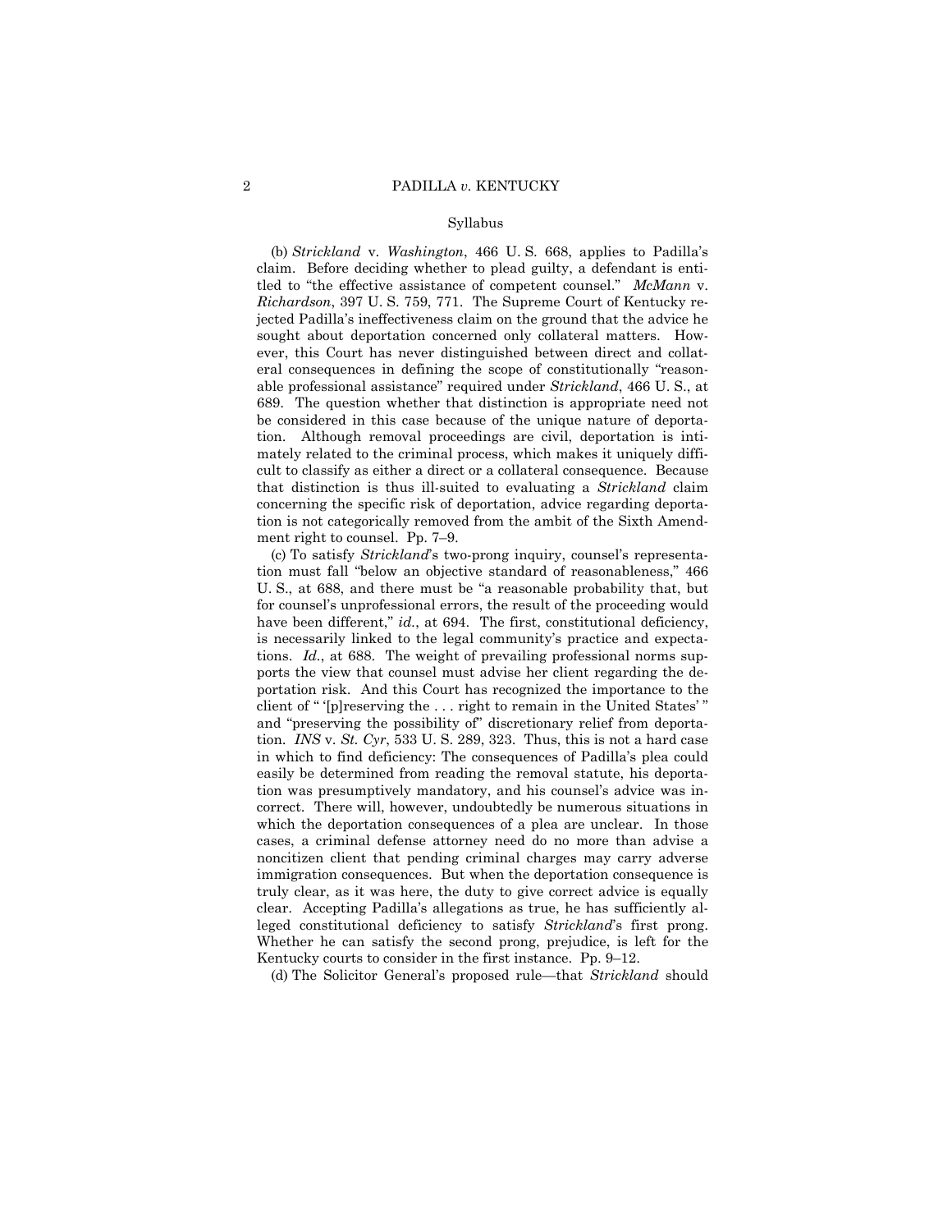Syllabus

(b) *Strickland* v. *Washington*, 466 U. S. 668, applies to Padilla's claim. Before deciding whether to plead guilty, a defendant is entitled to "the effective assistance of competent counsel." *McMann* v. *Richardson*, 397 U. S. 759, 771. The Supreme Court of Kentucky rejected Padilla's ineffectiveness claim on the ground that the advice he sought about deportation concerned only collateral matters. However, this Court has never distinguished between direct and collateral consequences in defining the scope of constitutionally "reasonable professional assistance" required under *Strickland*, 466 U. S., at 689. The question whether that distinction is appropriate need not be considered in this case because of the unique nature of deportation. Although removal proceedings are civil, deportation is intimately related to the criminal process, which makes it uniquely difficult to classify as either a direct or a collateral consequence. Because that distinction is thus ill-suited to evaluating a *Strickland* claim concerning the specific risk of deportation, advice regarding deportation is not categorically removed from the ambit of the Sixth Amendment right to counsel. Pp. 7–9.

(c) To satisfy *Strickland*'s two-prong inquiry, counsel's representation must fall "below an objective standard of reasonableness," 466 U. S., at 688, and there must be "a reasonable probability that, but for counsel's unprofessional errors, the result of the proceeding would have been different," *id.*, at 694. The first, constitutional deficiency, is necessarily linked to the legal community's practice and expectations. *Id.*, at 688. The weight of prevailing professional norms supports the view that counsel must advise her client regarding the deportation risk. And this Court has recognized the importance to the client of " '[p]reserving the . . . right to remain in the United States' " and "preserving the possibility of" discretionary relief from deportation. *INS* v. *St. Cyr*, 533 U. S. 289, 323. Thus, this is not a hard case in which to find deficiency: The consequences of Padilla's plea could easily be determined from reading the removal statute, his deportation was presumptively mandatory, and his counsel's advice was incorrect. There will, however, undoubtedly be numerous situations in which the deportation consequences of a plea are unclear. In those cases, a criminal defense attorney need do no more than advise a noncitizen client that pending criminal charges may carry adverse immigration consequences. But when the deportation consequence is truly clear, as it was here, the duty to give correct advice is equally clear. Accepting Padilla's allegations as true, he has sufficiently alleged constitutional deficiency to satisfy *Strickland*'s first prong. Whether he can satisfy the second prong, prejudice, is left for the Kentucky courts to consider in the first instance. Pp. 9–12.

(d) The Solicitor General's proposed rule—that *Strickland* should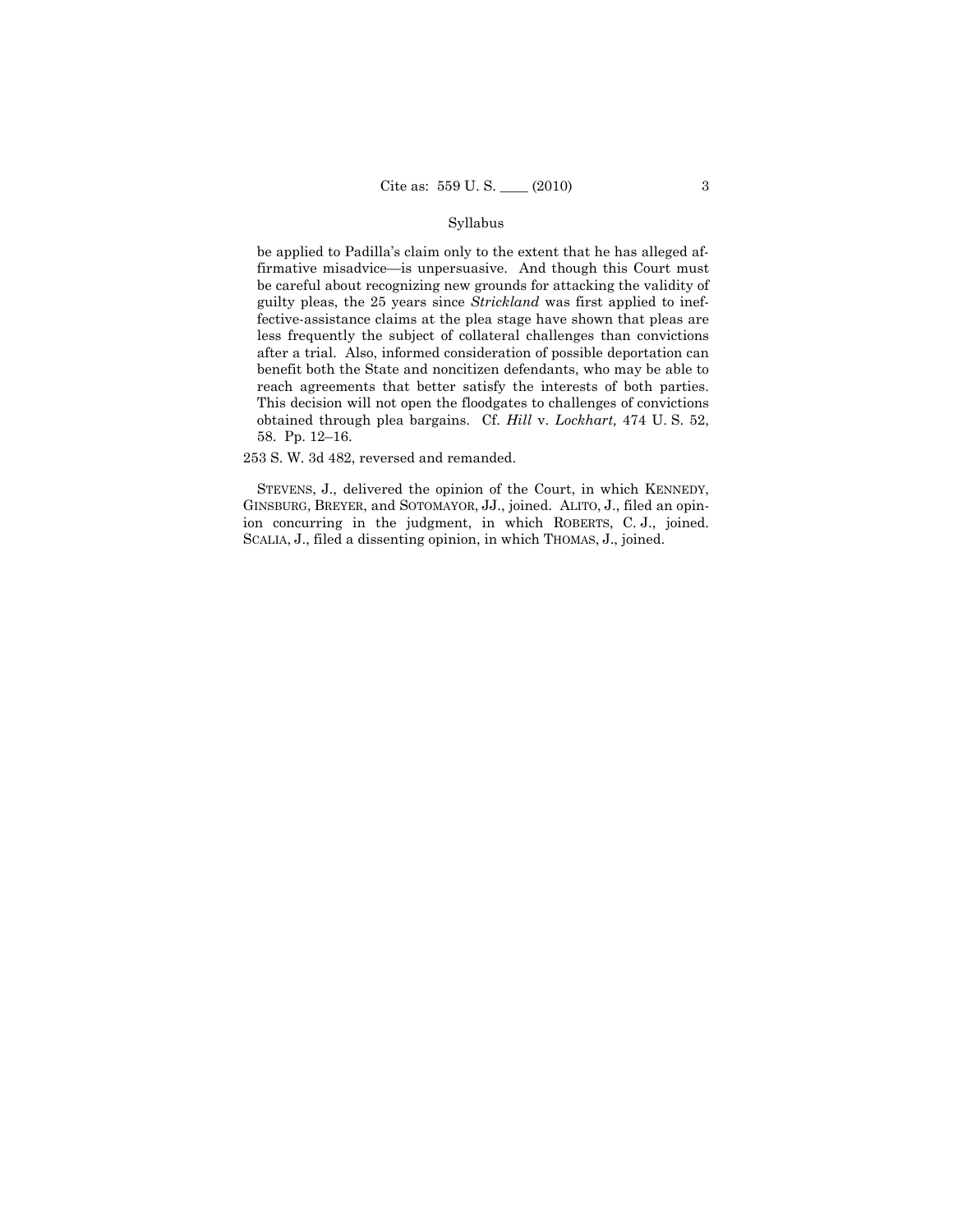be applied to Padilla's claim only to the extent that he has alleged affirmative misadvice—is unpersuasive. And though this Court must be careful about recognizing new grounds for attacking the validity of guilty pleas, the 25 years since *Strickland* was first applied to ineffective-assistance claims at the plea stage have shown that pleas are less frequently the subject of collateral challenges than convictions after a trial. Also, informed consideration of possible deportation can benefit both the State and noncitizen defendants, who may be able to reach agreements that better satisfy the interests of both parties. This decision will not open the floodgates to challenges of convictions obtained through plea bargains. Cf. *Hill* v. *Lockhart,* 474 U. S. 52, 58. Pp. 12–16.

253 S. W. 3d 482, reversed and remanded.

STEVENS, J., delivered the opinion of the Court, in which KENNEDY, GINSBURG, BREYER, and SOTOMAYOR, JJ., joined. ALITO, J., filed an opinion concurring in the judgment, in which ROBERTS, C. J., joined. SCALIA, J., filed a dissenting opinion, in which THOMAS, J., joined.